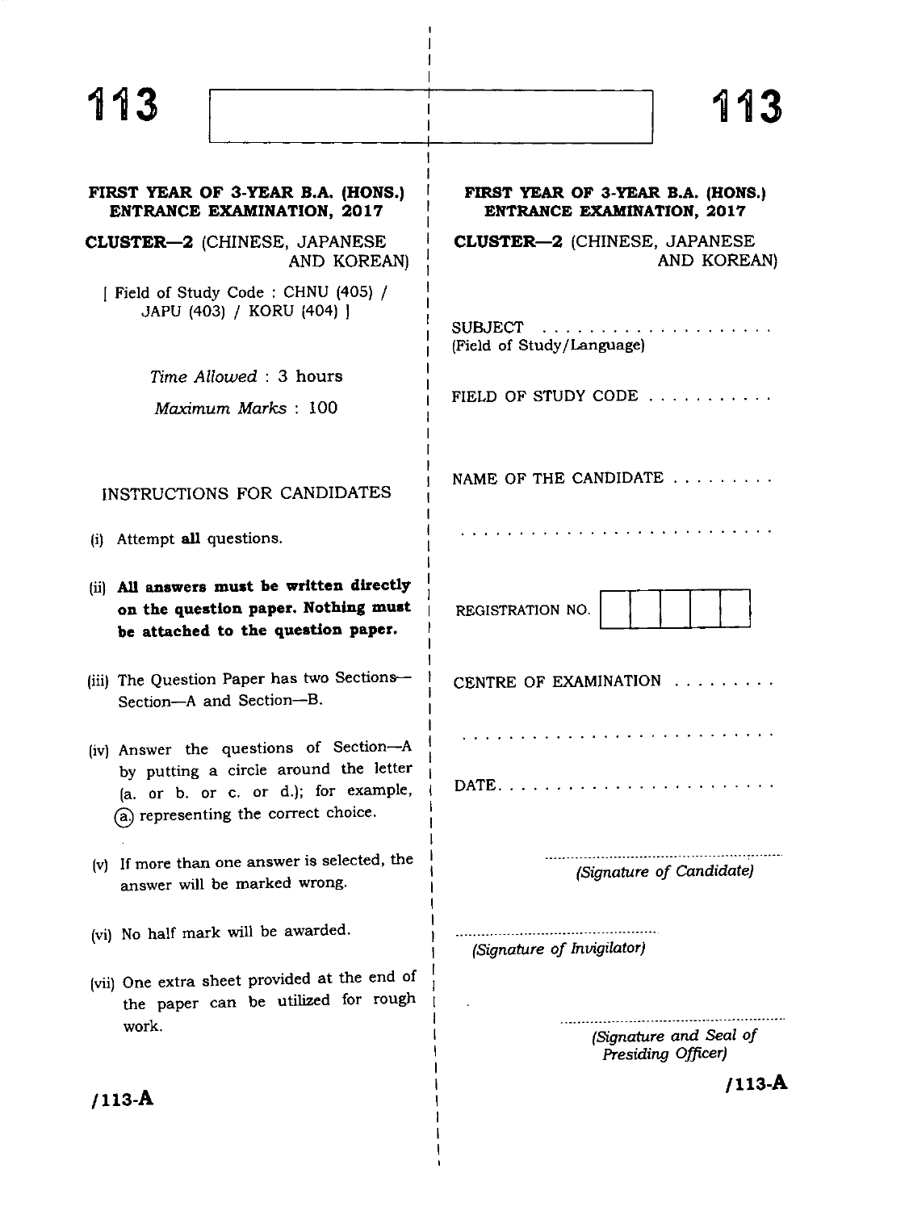# 113

## FIRST YEAR OF 3-YEAR B.A. (HONS.) ENTRANCE EXAMINATION, 2017

**CLUSTER—2** (CHINESE, JAPANESE AND KOREAN)

[ Field of Study Code : CHNU (405) / JAPU (403) / KORU (404) ]

*Time Allowed* : 3 hours

*Maximum Marks* : 100

### INSTRUCTIONS FOR CANDIDATES

(i) Attempt **all** questions.

(ii) **All answers must be written directly on the question paper. Nothing must be attached to the question paper.**

(iii) The Question Paper has two Sections—Section—A and Section—B.

(iv) Answer the questions of Section—A by putting a circle around the letter (a. or b. or c. or d.); for example, (a.) representing the correct choice.

(v) If more than one answer is selected, the answer will be marked wrong.

(vi) No half mark will be awarded.

(vii) One extra sheet provided at the end of the paper can be utilized for rough work.

/113-A

---

# 113

## FIRST YEAR OF 3-YEAR B.A. (HONS.) ENTRANCE EXAMINATION, 2017

**CLUSTER—2** (CHINESE, JAPANESE AND KOREAN)

SUBJECT ....................
(Field of Study/Language)

FIELD OF STUDY CODE ...........

NAME OF THE CANDIDATE .........

..........................

REGISTRATION NO. | | | | | |

CENTRE OF EXAMINATION .........

..........................

DATE........................

........................................
*(Signature of Candidate)*

........................................
*(Signature of Invigilator)*

........................................
*(Signature and Seal of Presiding Officer)*

/113-A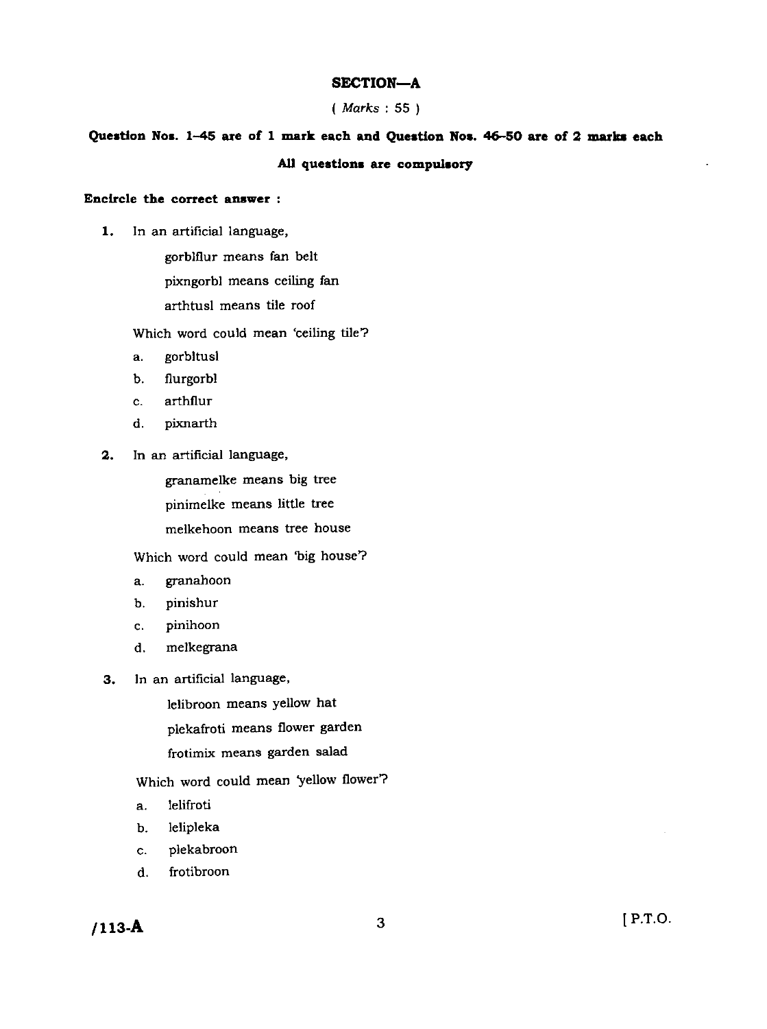## SECTION—A

( *Marks* : 55 )

**Question Nos. 1–45 are of 1 mark each and Question Nos. 46–50 are of 2 marks each**

**All questions are compulsory**

**Encircle the correct answer :**

1. In an artificial language,

   gorblflur means fan belt

   pixngorbl means ceiling fan

   arthtusl means tile roof

   Which word could mean 'ceiling tile'?

   a. gorbltusl

   b. flurgorbl

   c. arthflur

   d. pixnarth

2. In an artificial language,

   granamelke means big tree

   pinimelke means little tree

   melkehoon means tree house

   Which word could mean 'big house'?

   a. granahoon

   b. pinishur

   c. pinihoon

   d. melkegrana

3. In an artificial language,

   lelibroon means yellow hat

   plekafroti means flower garden

   frotimix means garden salad

   Which word could mean 'yellow flower'?

   a. lelifroti

   b. lelipleka

   c. plekabroon

   d. frotibroon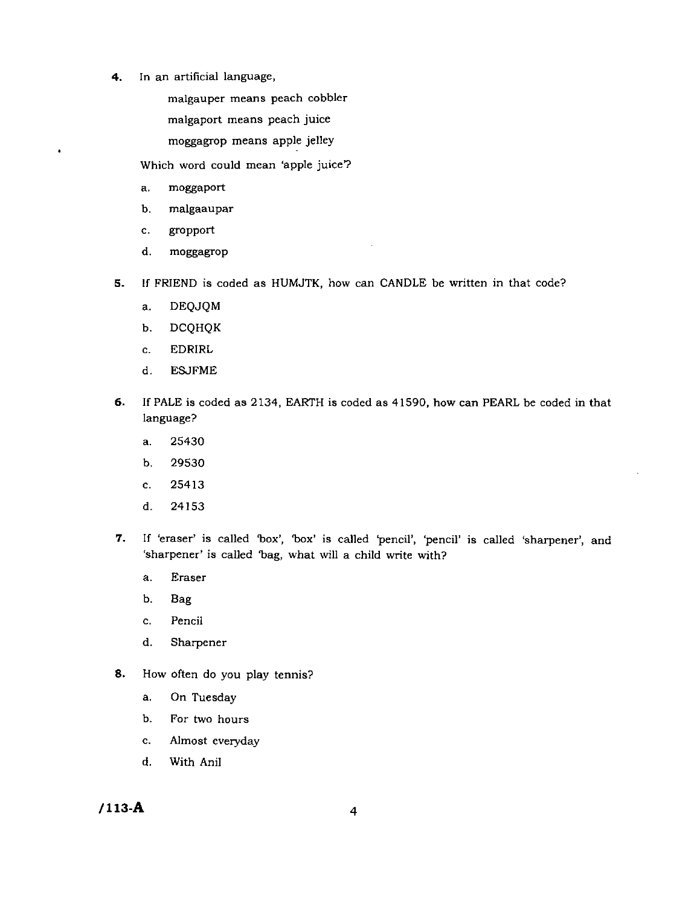4. In an artificial language,

   malgauper means peach cobbler

   malgaport means peach juice

   moggagrop means apple jelley

   Which word could mean 'apple juice'?

   a. moggaport

   b. malgaaupar

   c. gropport

   d. moggagrop

5. If FRIEND is coded as HUMJTK, how can CANDLE be written in that code?

   a. DEQJQM

   b. DCQHQK

   c. EDRIRL

   d. ESJFME

6. If PALE is coded as 2134, EARTH is coded as 41590, how can PEARL be coded in that language?

   a. 25430

   b. 29530

   c. 25413

   d. 24153

7. If 'eraser' is called 'box', 'box' is called 'pencil', 'pencil' is called 'sharpener', and 'sharpener' is called 'bag, what will a child write with?

   a. Eraser

   b. Bag

   c. Pencil

   d. Sharpener

8. How often do you play tennis?

   a. On Tuesday

   b. For two hours

   c. Almost everyday

   d. With Anil

/113-A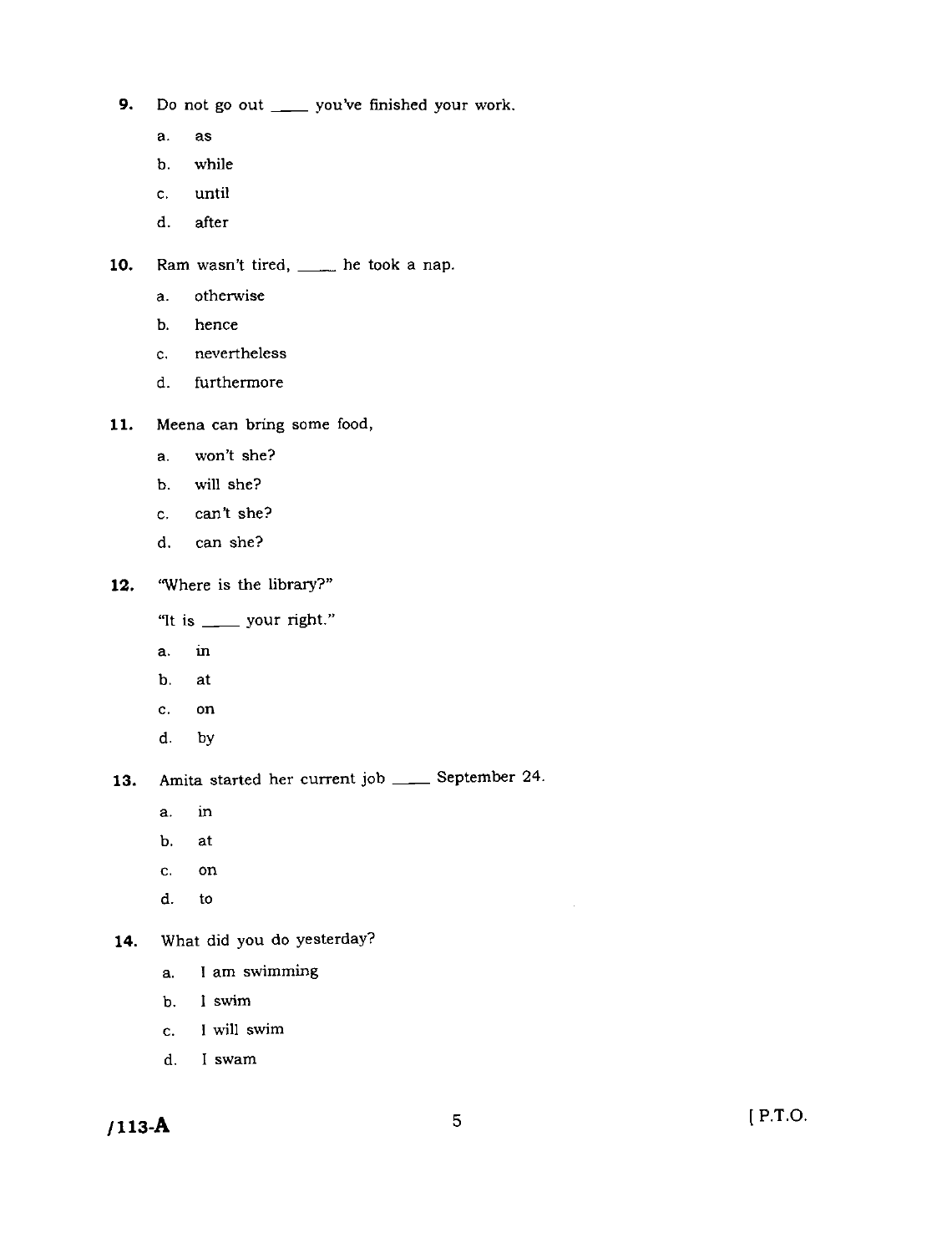9. Do not go out ____ you've finished your work.

   a. as
   b. while
   c. until
   d. after

10. Ram wasn't tired, ____ he took a nap.

   a. otherwise
   b. hence
   c. nevertheless
   d. furthermore

11. Meena can bring some food,

   a. won't she?
   b. will she?
   c. can't she?
   d. can she?

12. "Where is the library?"

   "It is ____ your right."

   a. in
   b. at
   c. on
   d. by

13. Amita started her current job ____ September 24.

   a. in
   b. at
   c. on
   d. to

14. What did you do yesterday?

   a. I am swimming
   b. I swim
   c. I will swim
   d. I swam

/113-A

[ P.T.O.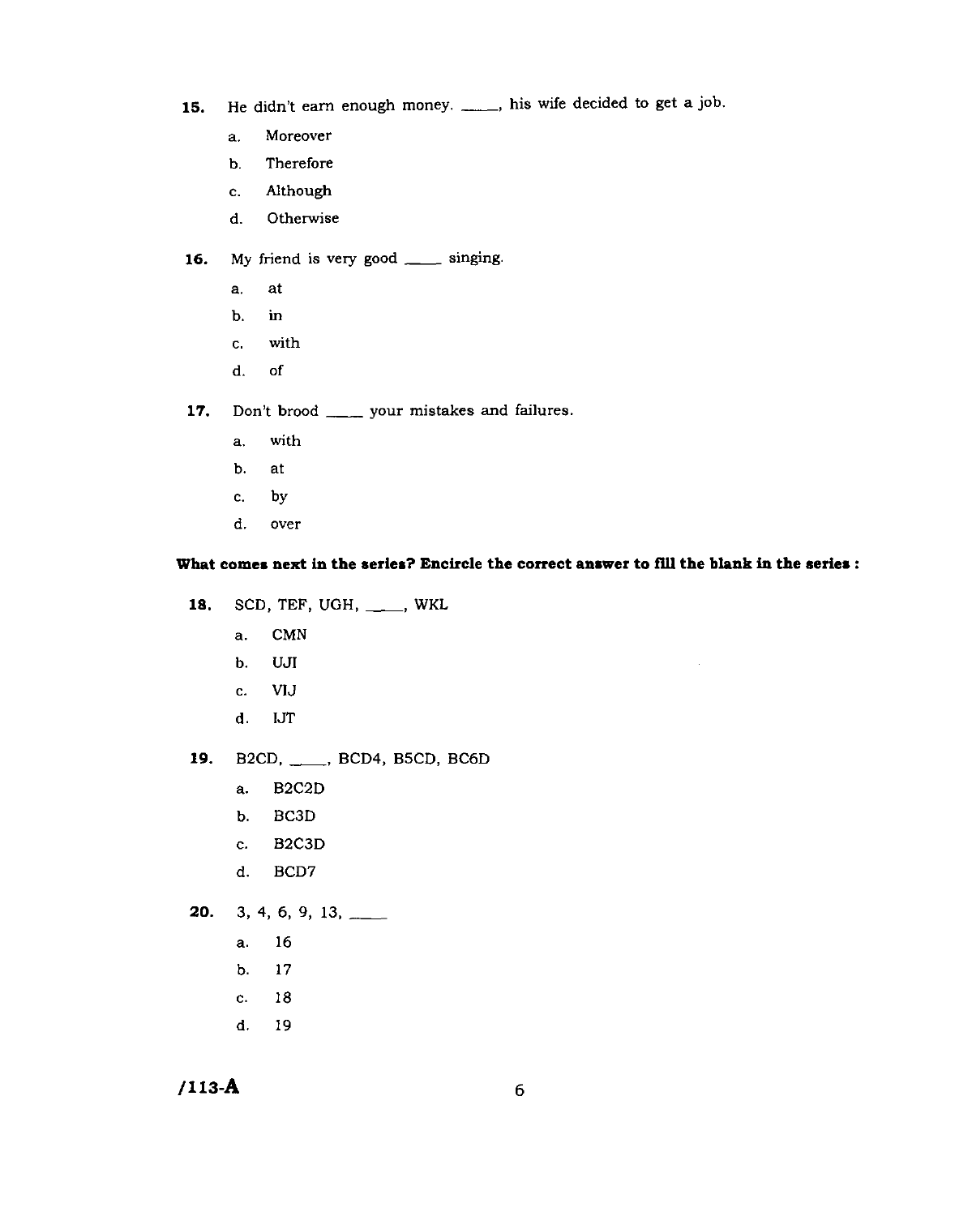15. He didn't earn enough money. ____, his wife decided to get a job.

   a. Moreover
   b. Therefore
   c. Although
   d. Otherwise

16. My friend is very good ____ singing.

   a. at
   b. in
   c. with
   d. of

17. Don't brood ____ your mistakes and failures.

   a. with
   b. at
   c. by
   d. over

**What comes next in the series? Encircle the correct answer to fill the blank in the series :**

18. SCD, TEF, UGH, ____, WKL

   a. CMN
   b. UJI
   c. VIJ
   d. IJT

19. B2CD, ____, BCD4, B5CD, BC6D

   a. B2C2D
   b. BC3D
   c. B2C3D
   d. BCD7

20. 3, 4, 6, 9, 13, ____

   a. 16
   b. 17
   c. 18
   d. 19

/113-A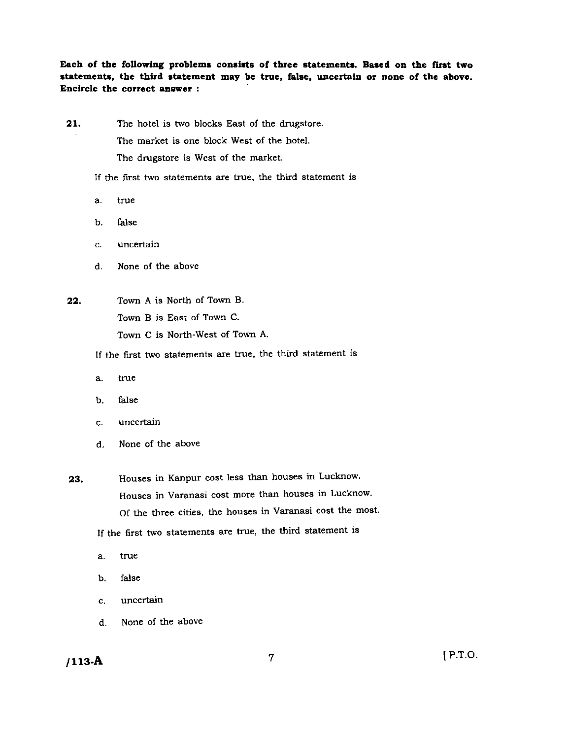**Each of the following problems consists of three statements. Based on the first two statements, the third statement may be true, false, uncertain or none of the above. Encircle the correct answer :**

**21.** The hotel is two blocks East of the drugstore.

The market is one block West of the hotel.

The drugstore is West of the market.

If the first two statements are true, the third statement is

a. true

b. false

c. uncertain

d. None of the above

**22.** Town A is North of Town B.

Town B is East of Town C.

Town C is North-West of Town A.

If the first two statements are true, the third statement is

a. true

b. false

c. uncertain

d. None of the above

**23.** Houses in Kanpur cost less than houses in Lucknow.

Houses in Varanasi cost more than houses in Lucknow.

Of the three cities, the houses in Varanasi cost the most.

If the first two statements are true, the third statement is

a. true

b. false

c. uncertain

d. None of the above

/113-A

[ P.T.O.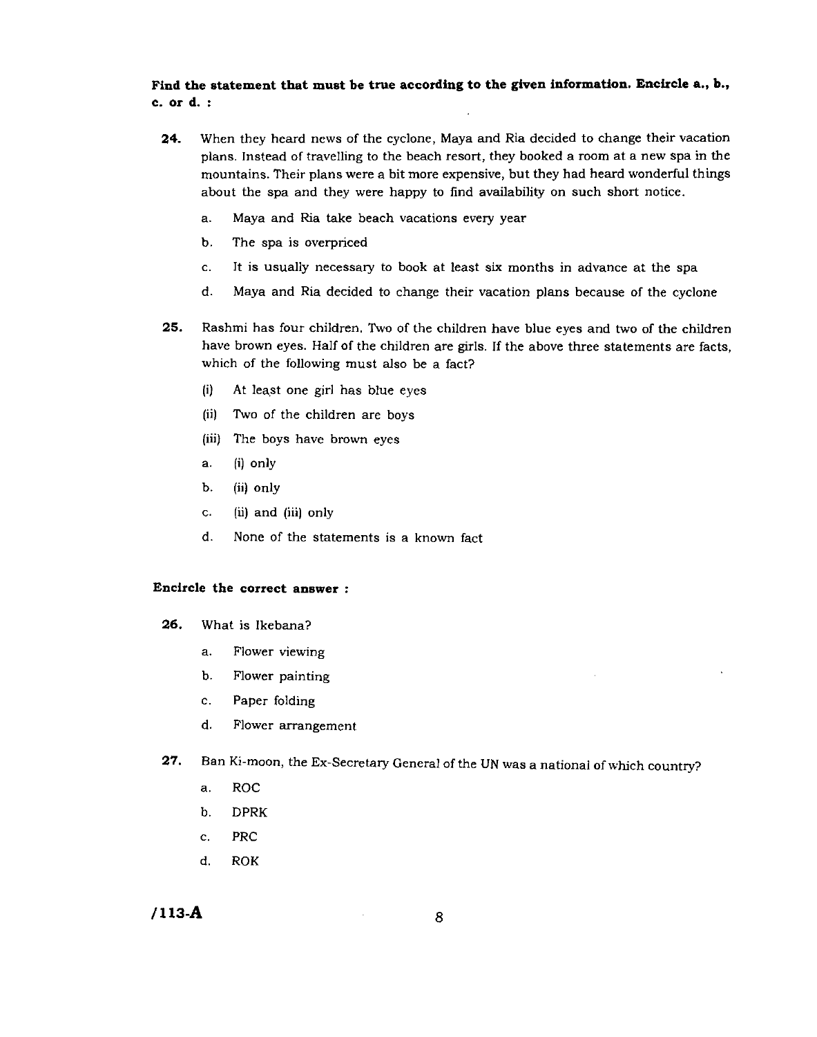**Find the statement that must be true according to the given information. Encircle a., b., c. or d. :**

**24.** When they heard news of the cyclone, Maya and Ria decided to change their vacation plans. Instead of travelling to the beach resort, they booked a room at a new spa in the mountains. Their plans were a bit more expensive, but they had heard wonderful things about the spa and they were happy to find availability on such short notice.

a. Maya and Ria take beach vacations every year

b. The spa is overpriced

c. It is usually necessary to book at least six months in advance at the spa

d. Maya and Ria decided to change their vacation plans because of the cyclone

**25.** Rashmi has four children. Two of the children have blue eyes and two of the children have brown eyes. Half of the children are girls. If the above three statements are facts, which of the following must also be a fact?

(i) At least one girl has blue eyes

(ii) Two of the children are boys

(iii) The boys have brown eyes

a. (i) only

b. (ii) only

c. (ii) and (iii) only

d. None of the statements is a known fact

**Encircle the correct answer :**

**26.** What is Ikebana?

a. Flower viewing

b. Flower painting

c. Paper folding

d. Flower arrangement

**27.** Ban Ki-moon, the Ex-Secretary General of the UN was a national of which country?

a. ROC

b. DPRK

c. PRC

d. ROK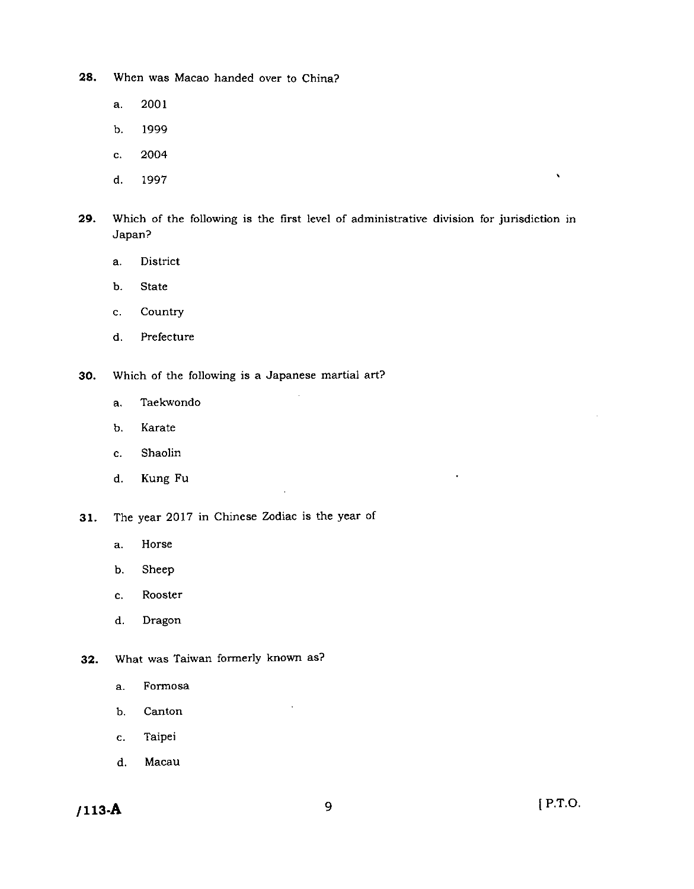**28.** When was Macao handed over to China?

a. 2001

b. 1999

c. 2004

d. 1997

**29.** Which of the following is the first level of administrative division for jurisdiction in Japan?

a. District

b. State

c. Country

d. Prefecture

**30.** Which of the following is a Japanese martial art?

a. Taekwondo

b. Karate

c. Shaolin

d. Kung Fu

**31.** The year 2017 in Chinese Zodiac is the year of

a. Horse

b. Sheep

c. Rooster

d. Dragon

**32.** What was Taiwan formerly known as?

a. Formosa

b. Canton

c. Taipei

d. Macau

/113-A

[ P.T.O.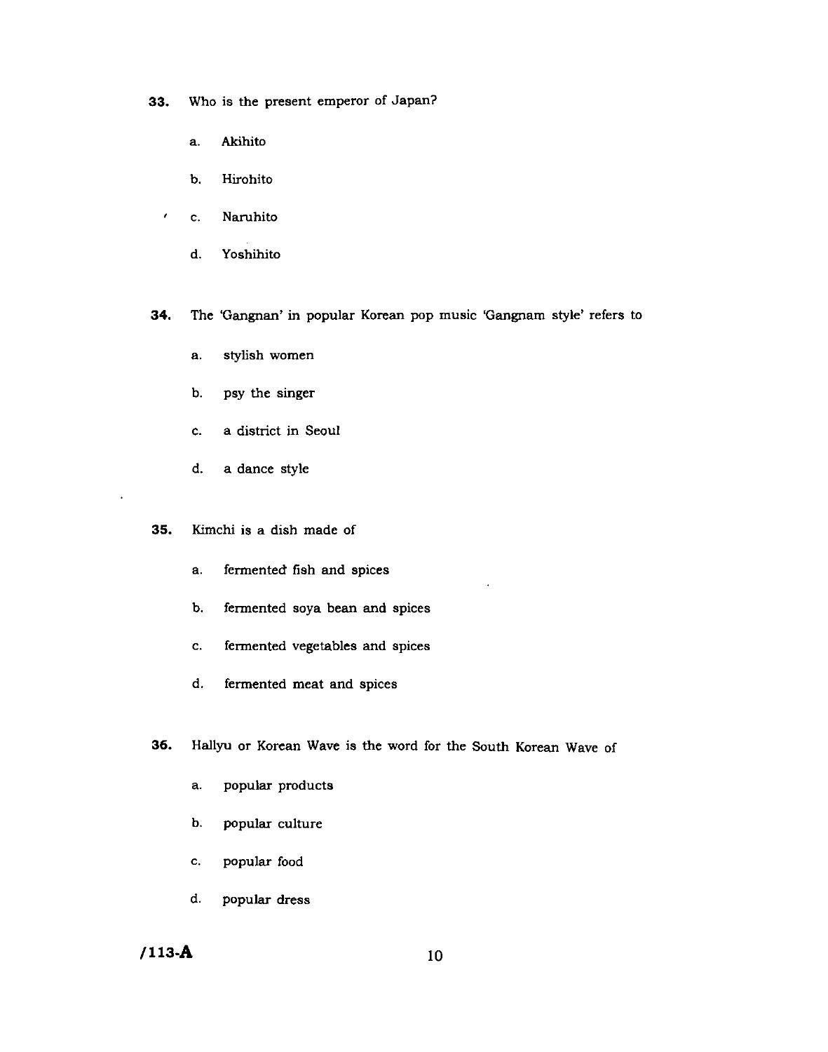33. Who is the present emperor of Japan?

    a. Akihito

    b. Hirohito

    c. Naruhito

    d. Yoshihito

34. The 'Gangnan' in popular Korean pop music 'Gangnam style' refers to

    a. stylish women

    b. psy the singer

    c. a district in Seoul

    d. a dance style

35. Kimchi is a dish made of

    a. fermented fish and spices

    b. fermented soya bean and spices

    c. fermented vegetables and spices

    d. fermented meat and spices

36. Hallyu or Korean Wave is the word for the South Korean Wave of

    a. popular products

    b. popular culture

    c. popular food

    d. popular dress

/113-A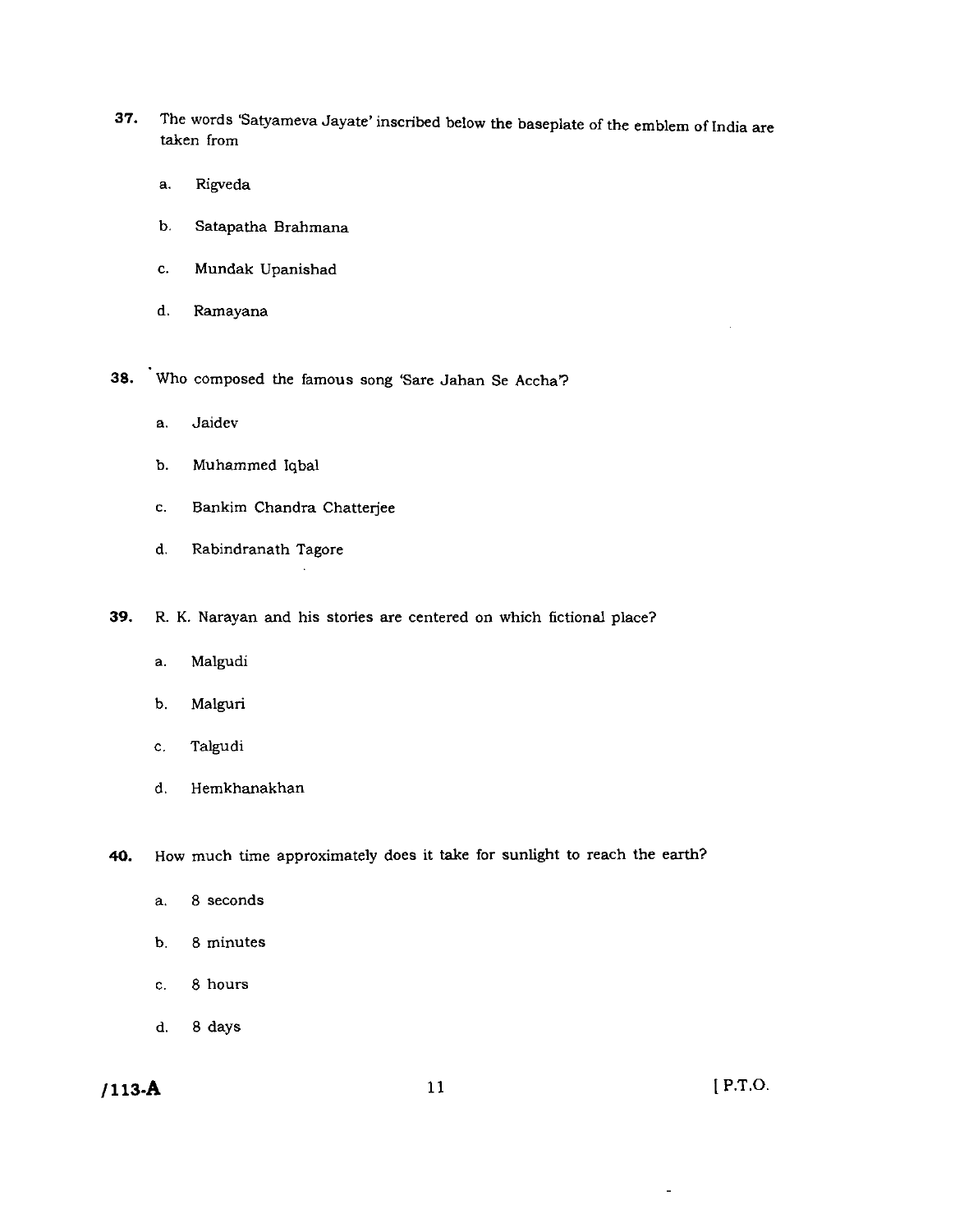37. The words 'Satyameva Jayate' inscribed below the baseplate of the emblem of India are taken from

   a. Rigveda

   b. Satapatha Brahmana

   c. Mundak Upanishad

   d. Ramayana

38. Who composed the famous song 'Sare Jahan Se Accha'?

   a. Jaidev

   b. Muhammed Iqbal

   c. Bankim Chandra Chatterjee

   d. Rabindranath Tagore

39. R. K. Narayan and his stories are centered on which fictional place?

   a. Malgudi

   b. Malguri

   c. Talgudi

   d. Hemkhanakhan

40. How much time approximately does it take for sunlight to reach the earth?

   a. 8 seconds

   b. 8 minutes

   c. 8 hours

   d. 8 days

/113-A

[ P.T.O.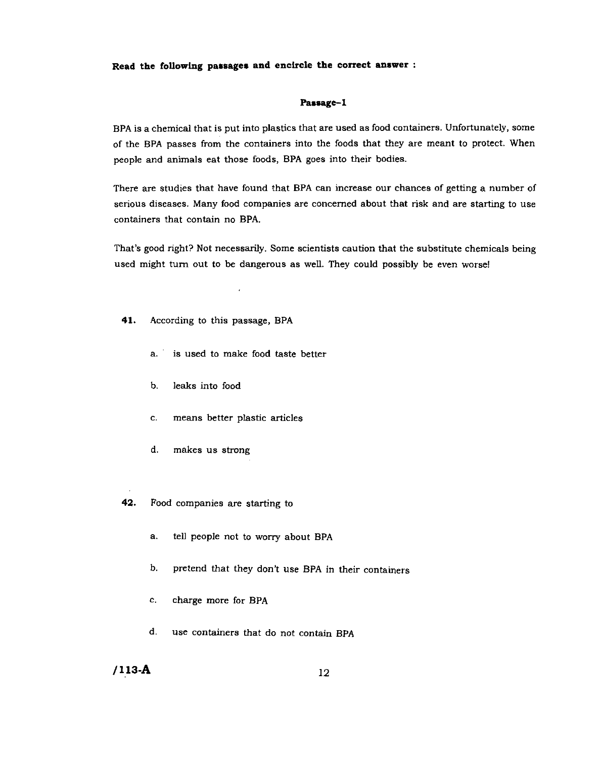**Read the following passages and encircle the correct answer :**

**Passage–1**

BPA is a chemical that is put into plastics that are used as food containers. Unfortunately, some of the BPA passes from the containers into the foods that they are meant to protect. When people and animals eat those foods, BPA goes into their bodies.

There are studies that have found that BPA can increase our chances of getting a number of serious diseases. Many food companies are concerned about that risk and are starting to use containers that contain no BPA.

That's good right? Not necessarily. Some scientists caution that the substitute chemicals being used might turn out to be dangerous as well. They could possibly be even worse!

**41.** According to this passage, BPA

a. is used to make food taste better

b. leaks into food

c. means better plastic articles

d. makes us strong

**42.** Food companies are starting to

a. tell people not to worry about BPA

b. pretend that they don't use BPA in their containers

c. charge more for BPA

d. use containers that do not contain BPA

/113-A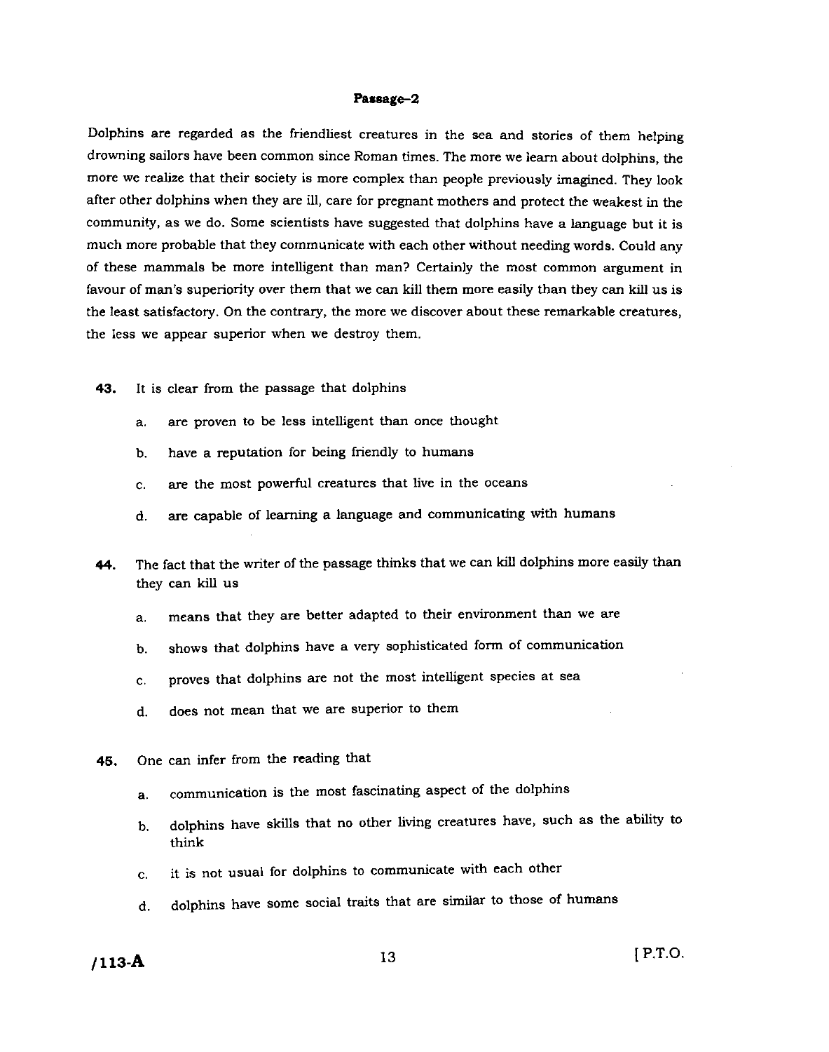### Passage–2

Dolphins are regarded as the friendliest creatures in the sea and stories of them helping drowning sailors have been common since Roman times. The more we learn about dolphins, the more we realize that their society is more complex than people previously imagined. They look after other dolphins when they are ill, care for pregnant mothers and protect the weakest in the community, as we do. Some scientists have suggested that dolphins have a language but it is much more probable that they communicate with each other without needing words. Could any of these mammals be more intelligent than man? Certainly the most common argument in favour of man's superiority over them that we can kill them more easily than they can kill us is the least satisfactory. On the contrary, the more we discover about these remarkable creatures, the less we appear superior when we destroy them.

**43.** It is clear from the passage that dolphins

a. are proven to be less intelligent than once thought

b. have a reputation for being friendly to humans

c. are the most powerful creatures that live in the oceans

d. are capable of learning a language and communicating with humans

**44.** The fact that the writer of the passage thinks that we can kill dolphins more easily than they can kill us

a. means that they are better adapted to their environment than we are

b. shows that dolphins have a very sophisticated form of communication

c. proves that dolphins are not the most intelligent species at sea

d. does not mean that we are superior to them

**45.** One can infer from the reading that

a. communication is the most fascinating aspect of the dolphins

b. dolphins have skills that no other living creatures have, such as the ability to think

c. it is not usual for dolphins to communicate with each other

d. dolphins have some social traits that are similar to those of humans

/113-A

[P.T.O.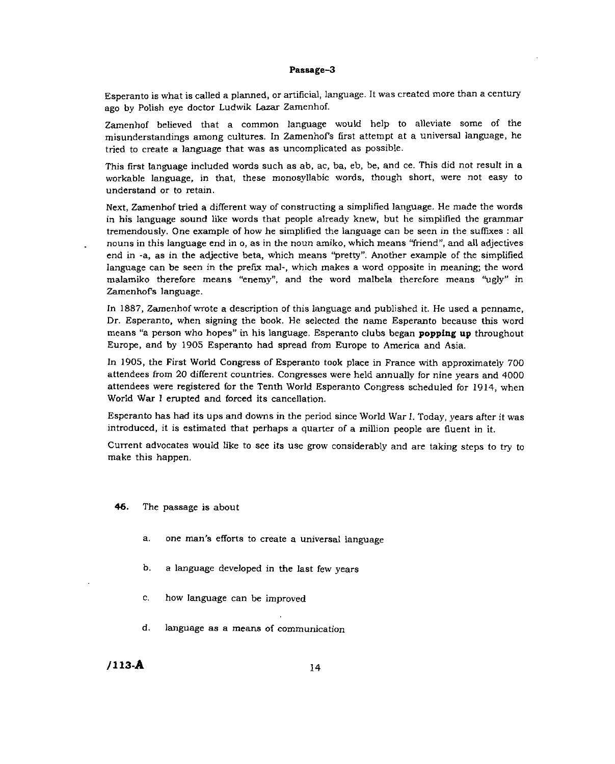**Passage-3**

Esperanto is what is called a planned, or artificial, language. It was created more than a century ago by Polish eye doctor Ludwik Lazar Zamenhof.

Zamenhof believed that a common language would help to alleviate some of the misunderstandings among cultures. In Zamenhof's first attempt at a universal language, he tried to create a language that was as uncomplicated as possible.

This first language included words such as ab, ac, ba, eb, be, and ce. This did not result in a workable language, in that, these monosyllabic words, though short, were not easy to understand or to retain.

Next, Zamenhof tried a different way of constructing a simplified language. He made the words in his language sound like words that people already knew, but he simplified the grammar tremendously. One example of how he simplified the language can be seen in the suffixes : all nouns in this language end in o, as in the noun amiko, which means "friend", and all adjectives end in -a, as in the adjective beta, which means "pretty". Another example of the simplified language can be seen in the prefix mal-, which makes a word opposite in meaning; the word malamiko therefore means "enemy", and the word malbela therefore means "ugly" in Zamenhof's language.

In 1887, Zamenhof wrote a description of this language and published it. He used a penname, Dr. Esperanto, when signing the book. He selected the name Esperanto because this word means "a person who hopes" in his language. Esperanto clubs began **popping up** throughout Europe, and by 1905 Esperanto had spread from Europe to America and Asia.

In 1905, the First World Congress of Esperanto took place in France with approximately 700 attendees from 20 different countries. Congresses were held annually for nine years and 4000 attendees were registered for the Tenth World Esperanto Congress scheduled for 1914, when World War I erupted and forced its cancellation.

Esperanto has had its ups and downs in the period since World War I. Today, years after it was introduced, it is estimated that perhaps a quarter of a million people are fluent in it.

Current advocates would like to see its use grow considerably and are taking steps to try to make this happen.

**46.** The passage is about

a. one man's efforts to create a universal language

b. a language developed in the last few years

c. how language can be improved

d. language as a means of communication

**/113-A**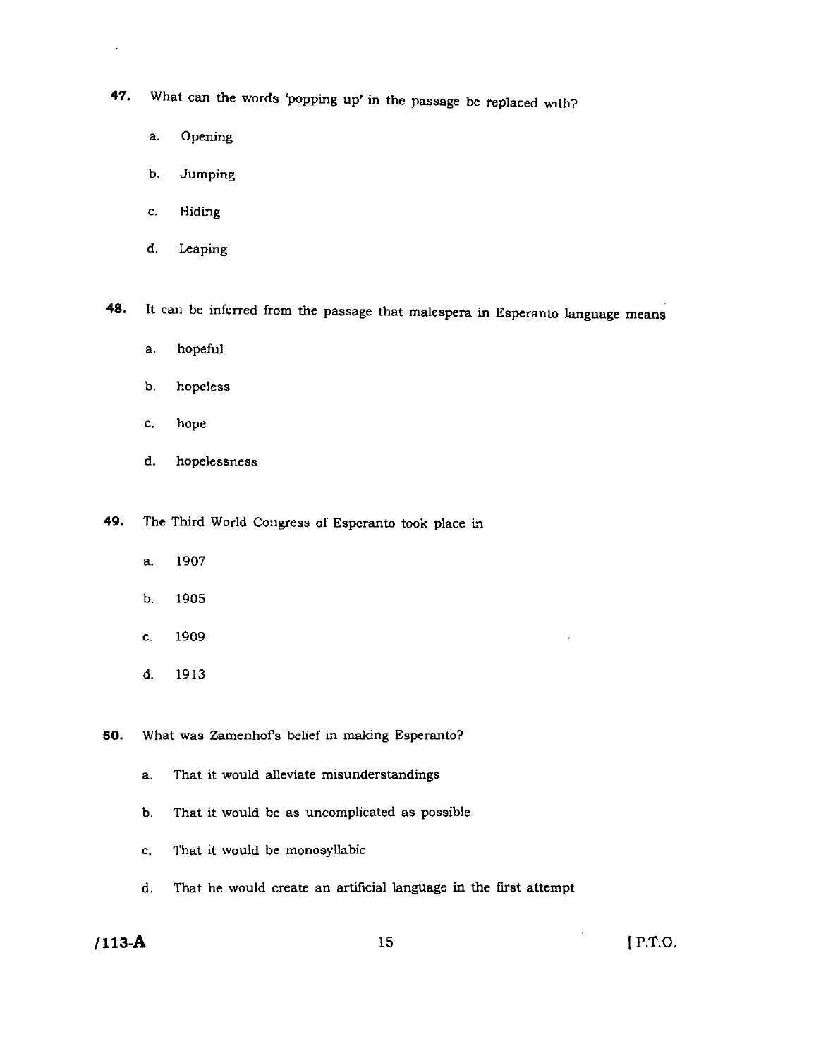47. What can the words 'popping up' in the passage be replaced with?

   a. Opening

   b. Jumping

   c. Hiding

   d. Leaping

48. It can be inferred from the passage that malespera in Esperanto language means

   a. hopeful

   b. hopeless

   c. hope

   d. hopelessness

49. The Third World Congress of Esperanto took place in

   a. 1907

   b. 1905

   c. 1909

   d. 1913

50. What was Zamenhof's belief in making Esperanto?

   a. That it would alleviate misunderstandings

   b. That it would be as uncomplicated as possible

   c. That it would be monosyllabic

   d. That he would create an artificial language in the first attempt

/113-A [P.T.O.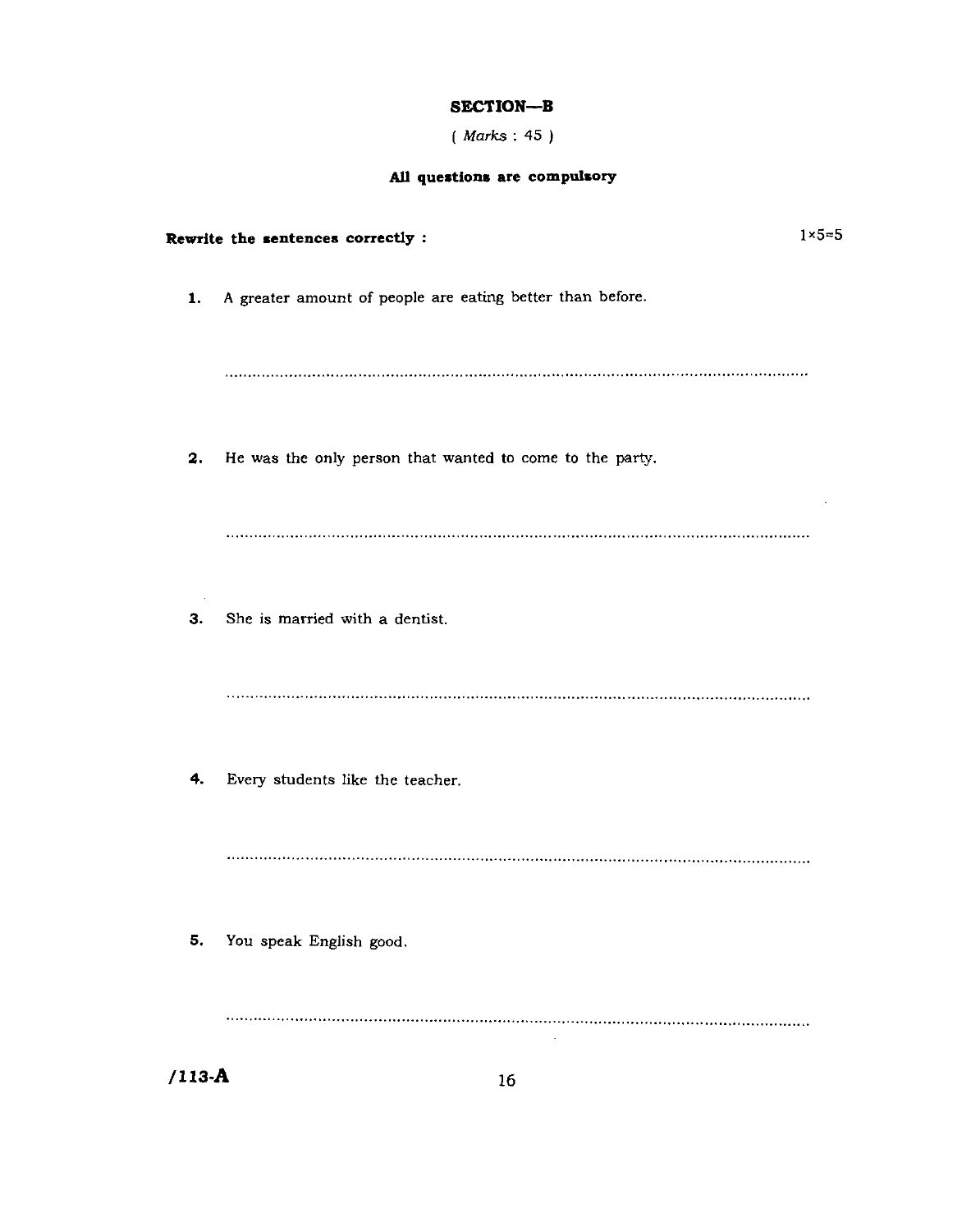## SECTION—B

( *Marks* : 45 )

**All questions are compulsory**

**Rewrite the sentences correctly :** $1 \times 5 = 5$

1. A greater amount of people are eating better than before.

   ..............................................................................................................................

2. He was the only person that wanted to come to the party.

   ..............................................................................................................................

3. She is married with a dentist.

   ..............................................................................................................................

4. Every students like the teacher.

   ..............................................................................................................................

5. You speak English good.

   ..............................................................................................................................

/113-A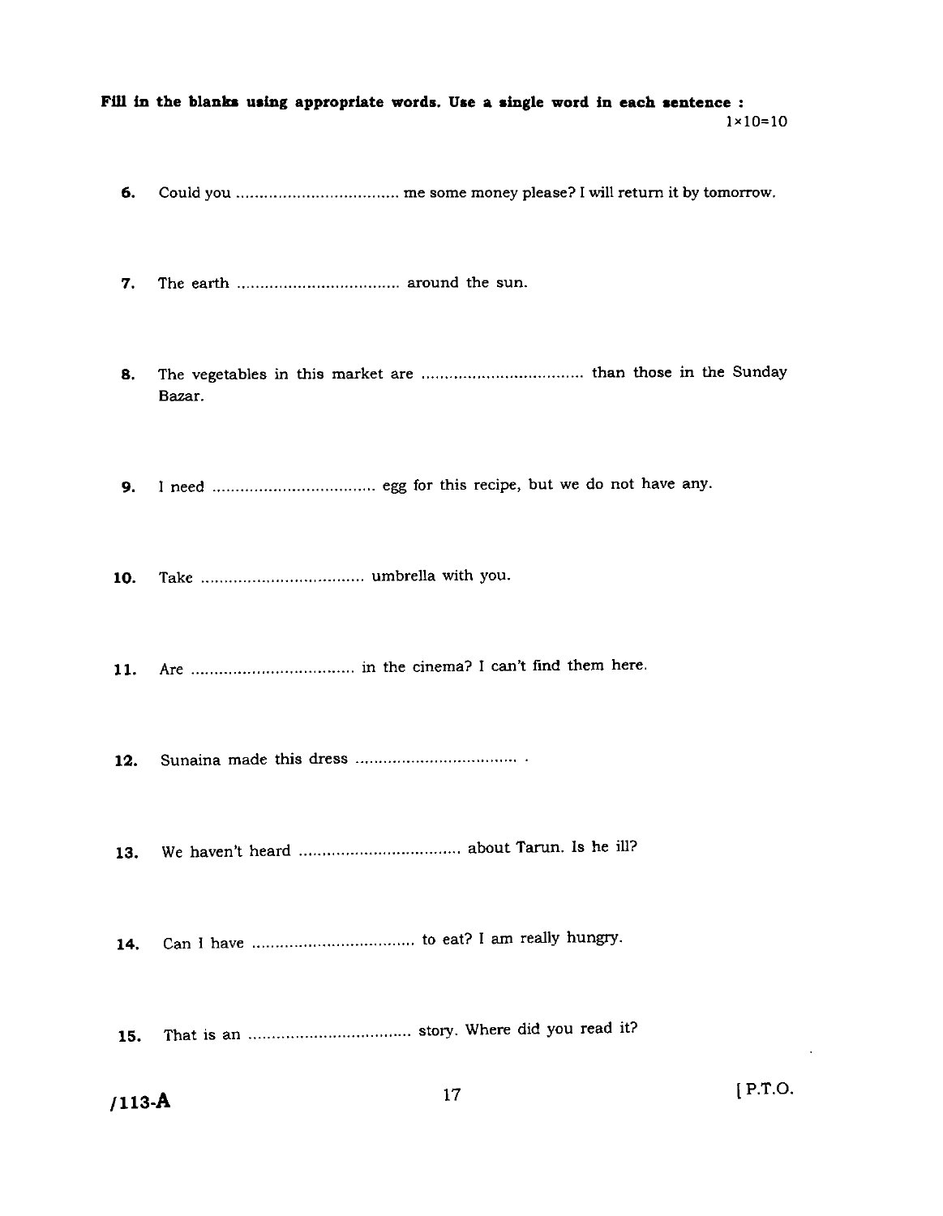**Fill in the blanks using appropriate words. Use a single word in each sentence :** 1×10=10

6. Could you ................................... me some money please? I will return it by tomorrow.

7. The earth ................................... around the sun.

8. The vegetables in this market are ................................... than those in the Sunday Bazar.

9. I need ................................... egg for this recipe, but we do not have any.

10. Take ................................... umbrella with you.

11. Are ................................... in the cinema? I can't find them here.

12. Sunaina made this dress ................................... .

13. We haven't heard ................................... about Tarun. Is he ill?

14. Can I have ................................... to eat? I am really hungry.

15. That is an ................................... story. Where did you read it?

/113-A

[ P.T.O.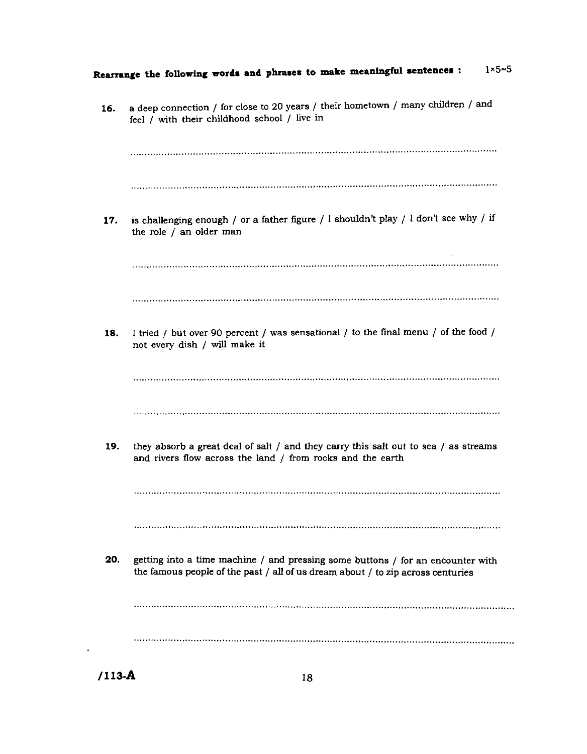**Rearrange the following words and phrases to make meaningful sentences :** 1×5=5

16. a deep connection / for close to 20 years / their hometown / many children / and feel / with their childhood school / live in

.................................................................................................................................

.................................................................................................................................

17. is challenging enough / or a father figure / I shouldn't play / I don't see why / if the role / an older man

.................................................................................................................................

.................................................................................................................................

18. I tried / but over 90 percent / was sensational / to the final menu / of the food / not every dish / will make it

.................................................................................................................................

.................................................................................................................................

19. they absorb a great deal of salt / and they carry this salt out to sea / as streams and rivers flow across the land / from rocks and the earth

.................................................................................................................................

.................................................................................................................................

20. getting into a time machine / and pressing some buttons / for an encounter with the famous people of the past / all of us dream about / to zip across centuries

.................................................................................................................................

.................................................................................................................................

/113-A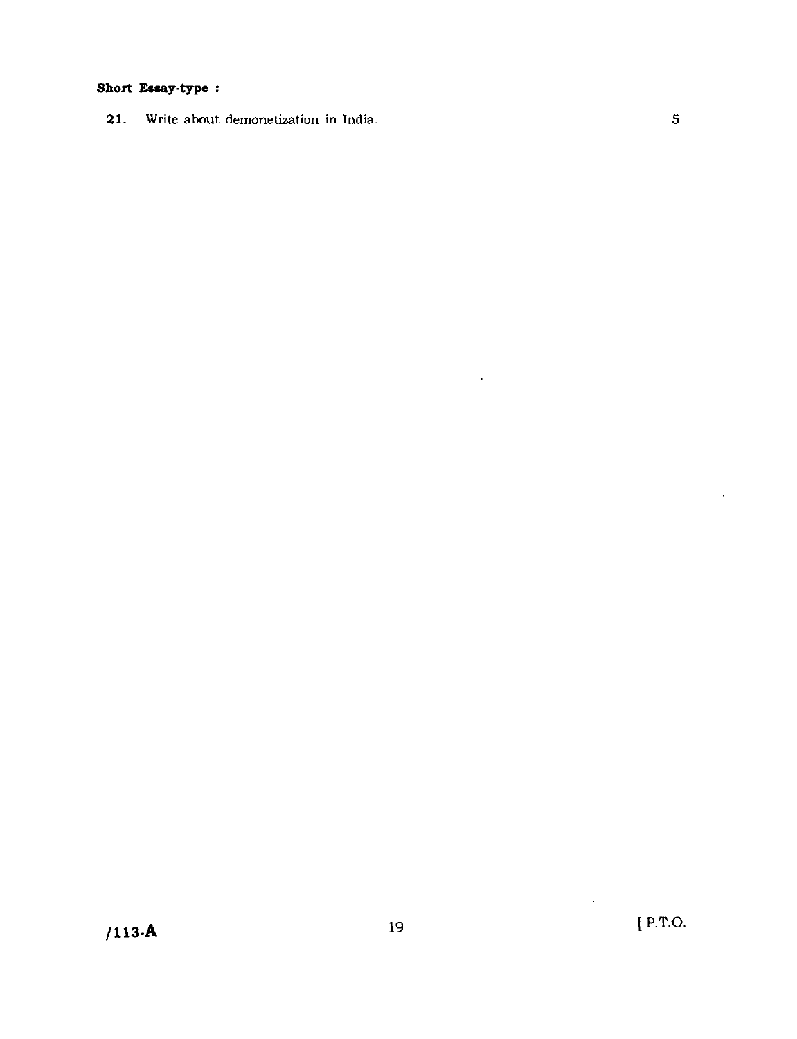**Short Essay-type :**

**21.** Write about demonetization in India. 5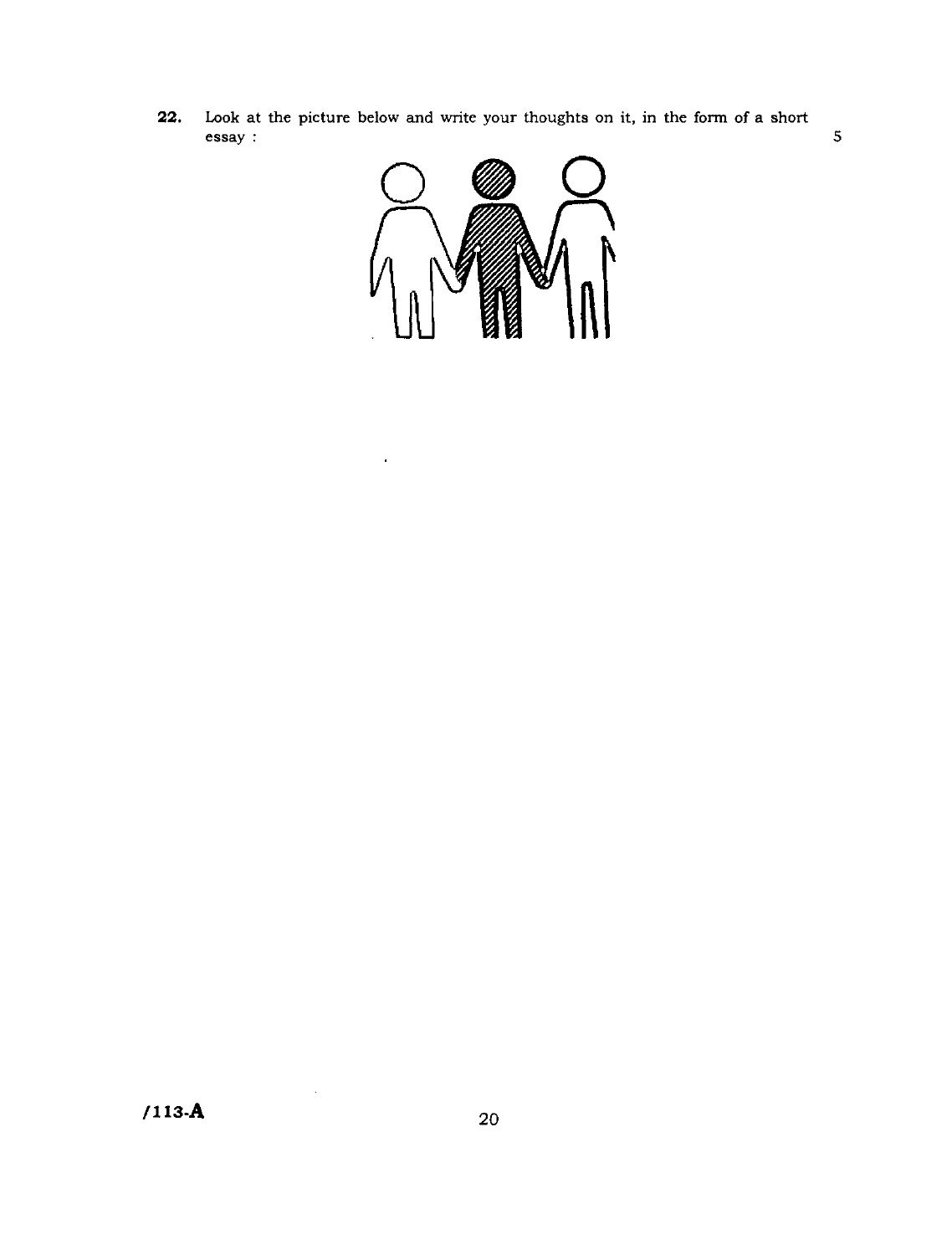**22.** Look at the picture below and write your thoughts on it, in the form of a short essay : 5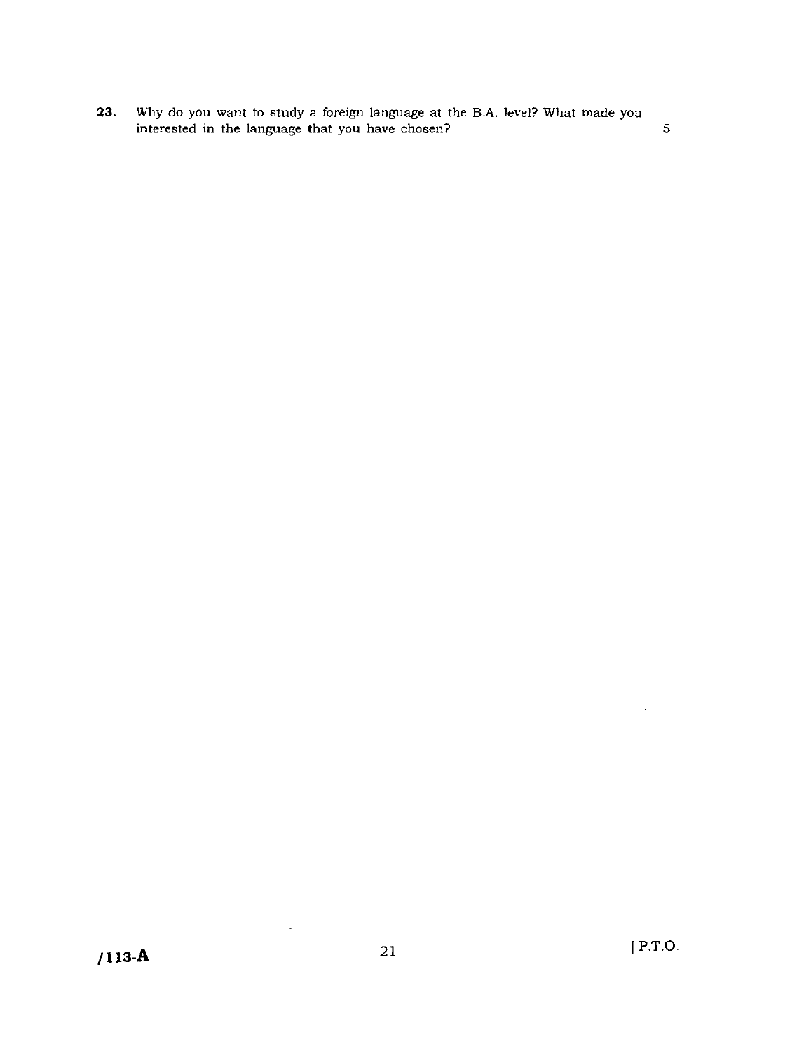**23.** Why do you want to study a foreign language at the B.A. level? What made you interested in the language that you have chosen? 5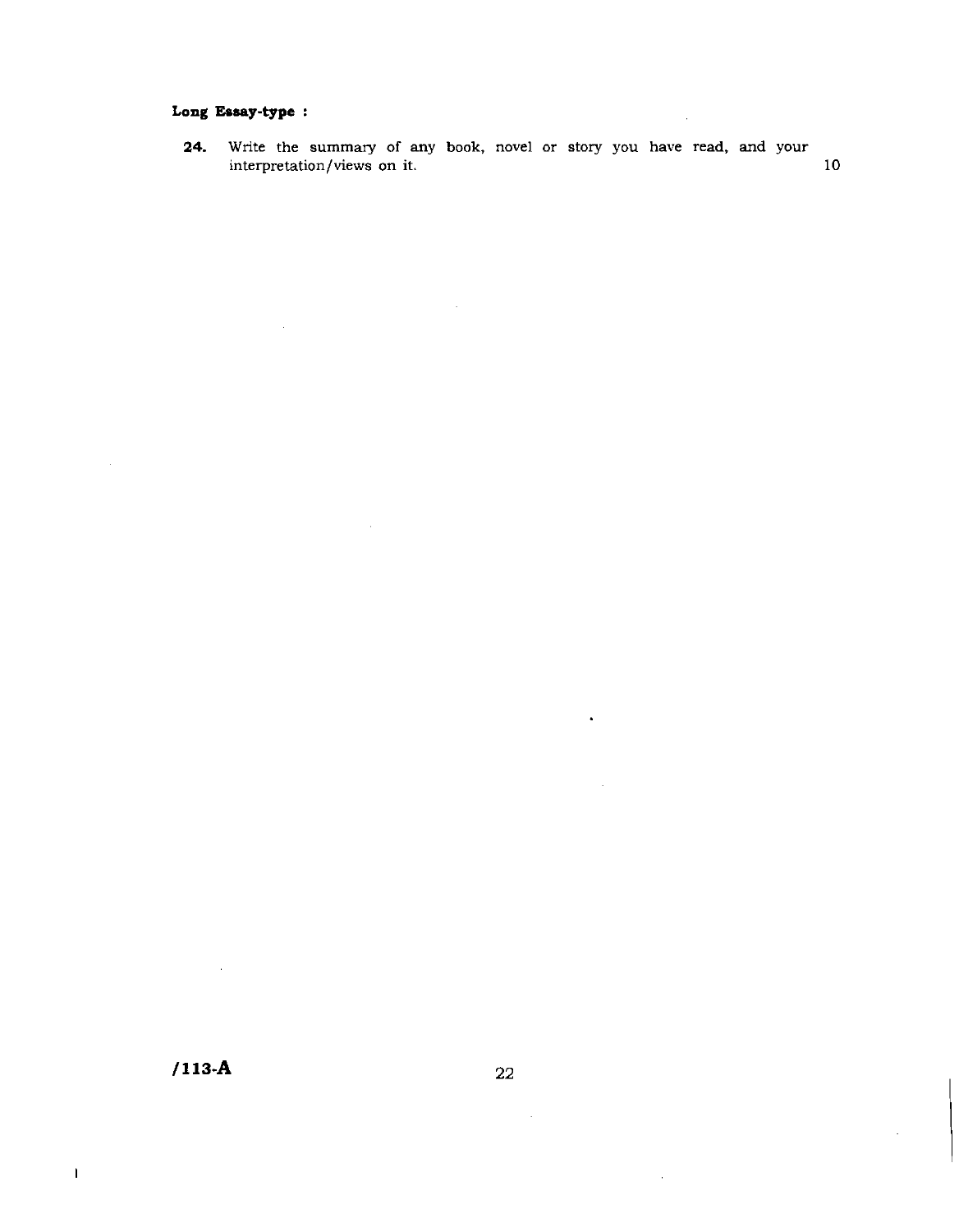**Long Essay-type :**

**24.** Write the summary of any book, novel or story you have read, and your interpretation/views on it. 10

/113-A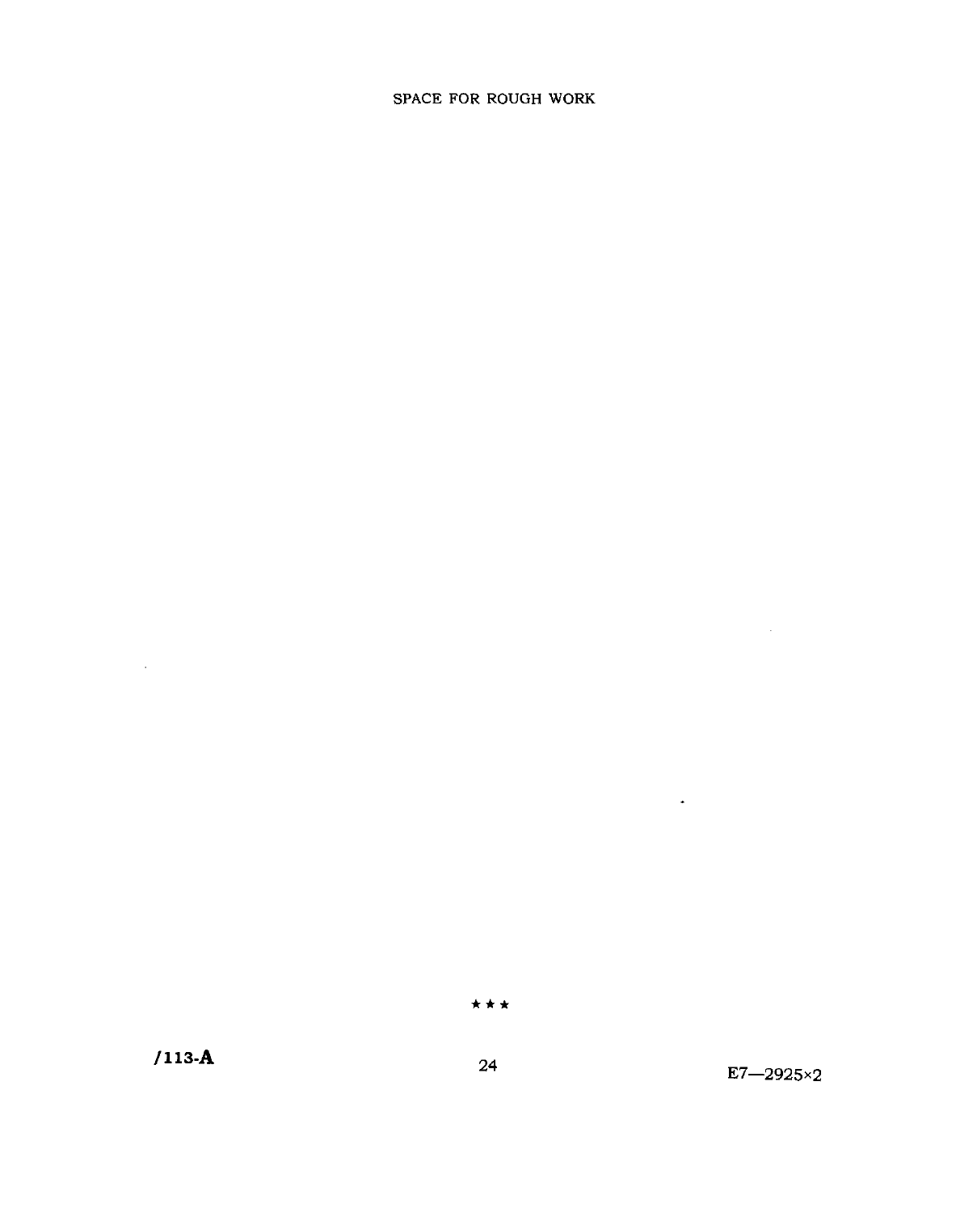SPACE FOR ROUGH WORK

★ ★ ★